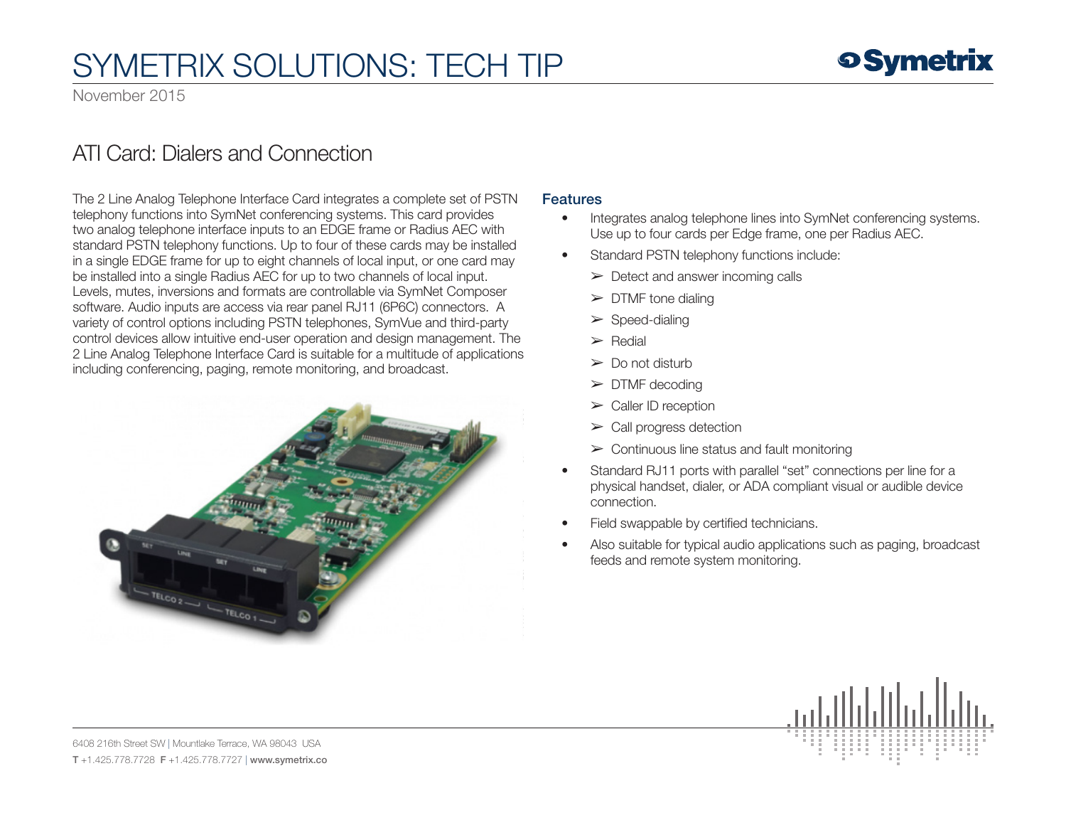# SYMETRIX SOLUTIONS: TECH TIP

November 2015

## ATI Card: Dialers and Connection

The 2 Line Analog Telephone Interface Card integrates a complete set of PSTN telephony functions into SymNet conferencing systems. This card provides two analog telephone interface inputs to an EDGE frame or Radius AEC with standard PSTN telephony functions. Up to four of these cards may be installed in a single EDGE frame for up to eight channels of local input, or one card may be installed into a single Radius AEC for up to two channels of local input. Levels, mutes, inversions and formats are controllable via SymNet Composer software. Audio inputs are access via rear panel RJ11 (6P6C) connectors. A variety of control options including PSTN telephones, SymVue and third-party control devices allow intuitive end-user operation and design management. The 2 Line Analog Telephone Interface Card is suitable for a multitude of applications including conferencing, paging, remote monitoring, and broadcast.

### Features

- Integrates analog telephone lines into SymNet conferencing systems. Use up to four cards per Edge frame, one per Radius AEC.
- Standard PSTN telephony functions include:
  - Detect and answer incoming calls
  - DTMF tone dialing
  - Speed-dialing
  - Redial
  - Do not disturb
  - DTMF decoding
  - Caller ID reception
  - Call progress detection
  - Continuous line status and fault monitoring
- Standard RJ11 ports with parallel "set" connections per line for a physical handset, dialer, or ADA compliant visual or audible device connection.
- Field swappable by certified technicians.
- Also suitable for typical audio applications such as paging, broadcast feeds and remote system monitoring.

6408 216th Street SW | Mountlake Terrace, WA 98043 USA
**T** +1.425.778.7728 **F** +1.425.778.7727 | **www.symetrix.co**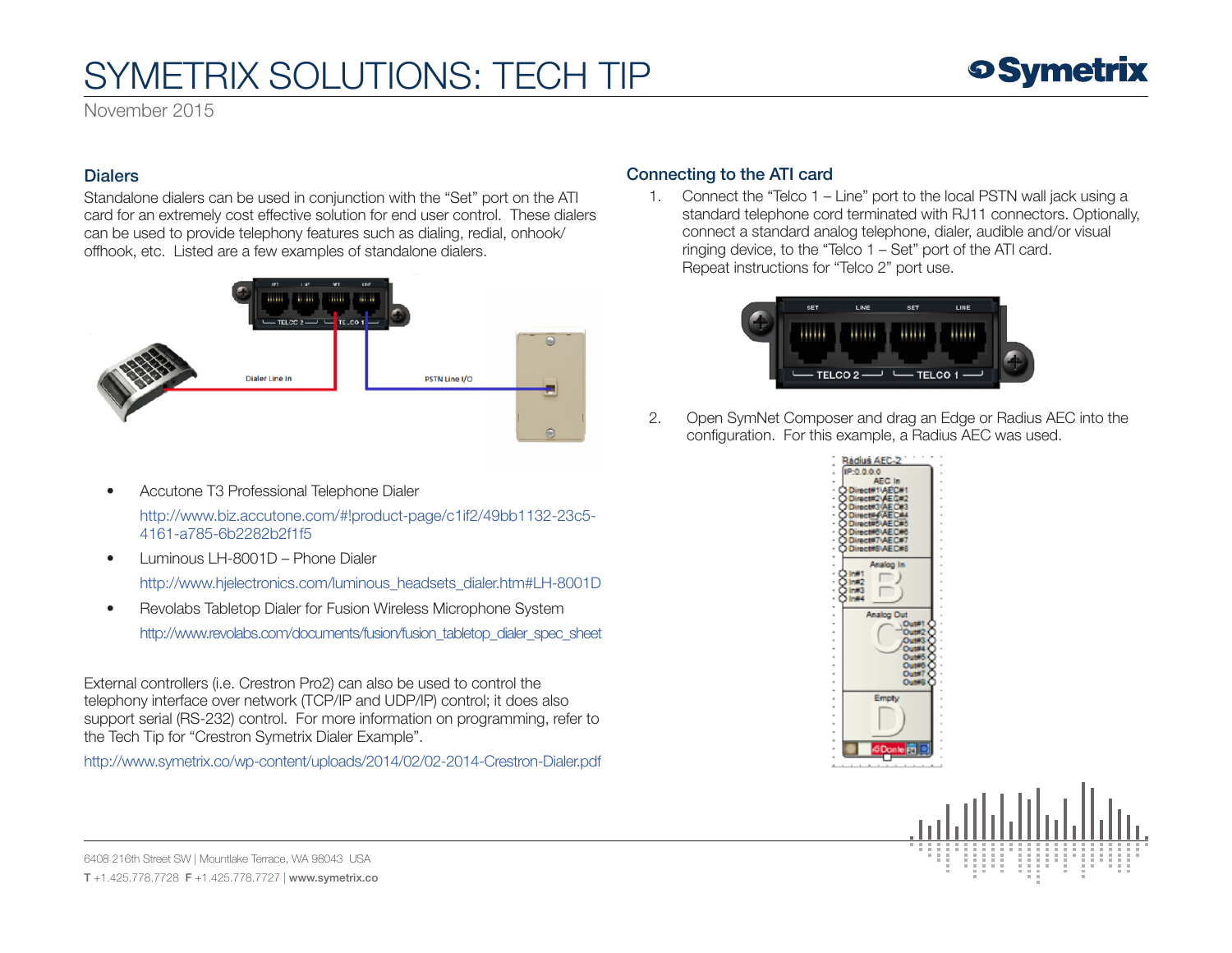## Dialers

Standalone dialers can be used in conjunction with the “Set” port on the ATI card for an extremely cost effective solution for end user control. These dialers can be used to provide telephony features such as dialing, redial, onhook/offhook, etc. Listed are a few examples of standalone dialers.

- Accutone T3 Professional Telephone Dialer

  http://www.biz.accutone.com/#!product-page/c1if2/49bb1132-23c5-4161-a785-6b2282b2f1f5

- Luminous LH-8001D – Phone Dialer

  http://www.hjelectronics.com/luminous_headsets_dialer.htm#LH-8001D

- Revolabs Tabletop Dialer for Fusion Wireless Microphone System

  http://www.revolabs.com/documents/fusion/fusion_tabletop_dialer_spec_sheet

External controllers (i.e. Crestron Pro2) can also be used to control the telephony interface over network (TCP/IP and UDP/IP) control; it does also support serial (RS-232) control. For more information on programming, refer to the Tech Tip for “Crestron Symetrix Dialer Example”.

http://www.symetrix.co/wp-content/uploads/2014/02/02-2014-Crestron-Dialer.pdf

## Connecting to the ATI card

1. Connect the “Telco 1 – Line” port to the local PSTN wall jack using a standard telephone cord terminated with RJ11 connectors. Optionally, connect a standard analog telephone, dialer, audible and/or visual ringing device, to the “Telco 1 – Set” port of the ATI card.
   Repeat instructions for “Telco 2” port use.

2. Open SymNet Composer and drag an Edge or Radius AEC into the configuration. For this example, a Radius AEC was used.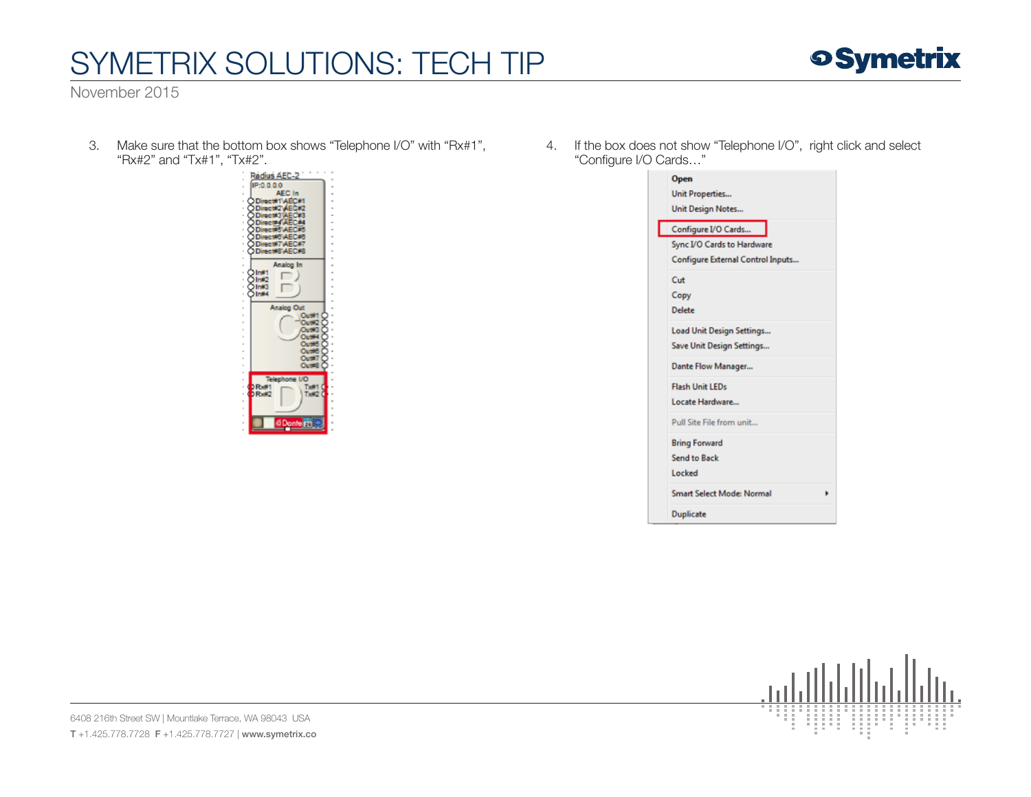3. Make sure that the bottom box shows “Telephone I/O” with “Rx#1”, “Rx#2” and “Tx#1”, “Tx#2”.

4. If the box does not show “Telephone I/O”, right click and select “Configure I/O Cards…”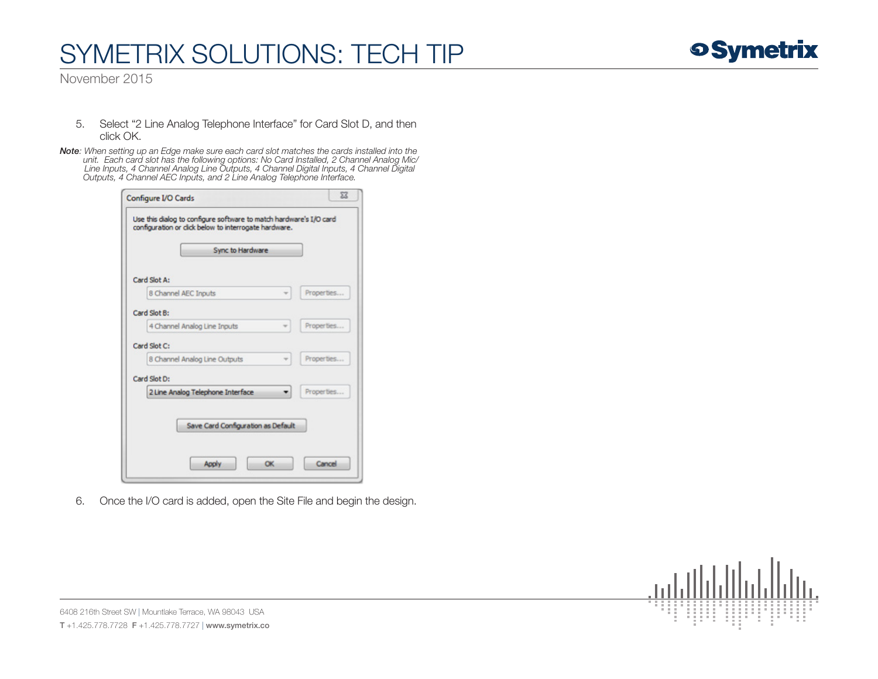5. Select “2 Line Analog Telephone Interface” for Card Slot D, and then click OK.

***Note**: When setting up an Edge make sure each card slot matches the cards installed into the unit. Each card slot has the following options: No Card Installed, 2 Channel Analog Mic/ Line Inputs, 4 Channel Analog Line Outputs, 4 Channel Digital Inputs, 4 Channel Digital Outputs, 4 Channel AEC Inputs, and 2 Line Analog Telephone Interface.*

Configure I/O Cards

Use this dialog to configure software to match hardware's I/O card configuration or click below to interrogate hardware.

Sync to Hardware

Card Slot A: 8 Channel AEC Inputs — Properties...

Card Slot B: 4 Channel Analog Line Inputs — Properties...

Card Slot C: 8 Channel Analog Line Outputs — Properties...

Card Slot D: 2 Line Analog Telephone Interface — Properties...

Save Card Configuration as Default

Apply | OK | Cancel

6. Once the I/O card is added, open the Site File and begin the design.